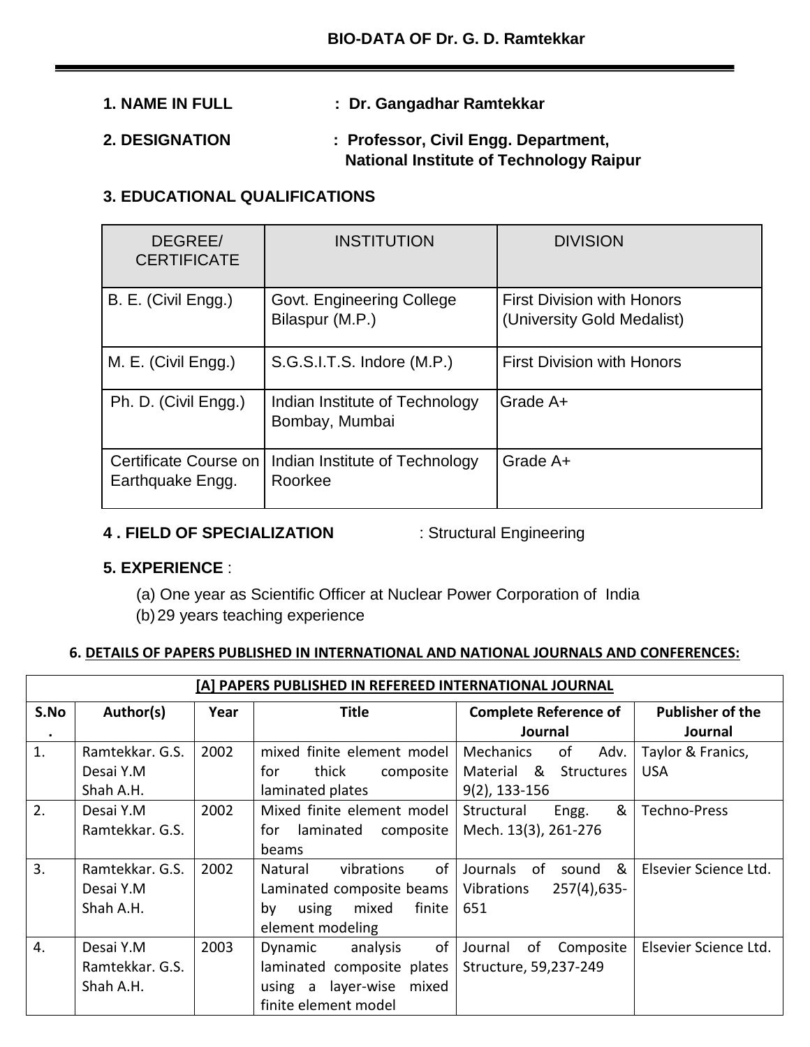# BIO-DATA OF Dr. G. D. Ramtekkar

**1. NAME IN FULL** : **Dr. Gangadhar Ramtekkar**

**2. DESIGNATION** : **Professor, Civil Engg. Department, National Institute of Technology Raipur**

**3. EDUCATIONAL QUALIFICATIONS**

| DEGREE/ CERTIFICATE | INSTITUTION | DIVISION |
|---|---|---|
| B. E. (Civil Engg.) | Govt. Engineering College Bilaspur (M.P.) | First Division with Honors (University Gold Medalist) |
| M. E. (Civil Engg.) | S.G.S.I.T.S. Indore (M.P.) | First Division with Honors |
| Ph. D. (Civil Engg.) | Indian Institute of Technology Bombay, Mumbai | Grade A+ |
| Certificate Course on Earthquake Engg. | Indian Institute of Technology Roorkee | Grade A+ |

**4 . FIELD OF SPECIALIZATION** : Structural Engineering

**5. EXPERIENCE** :

(a) One year as Scientific Officer at Nuclear Power Corporation of India
(b) 29 years teaching experience

**6. DETAILS OF PAPERS PUBLISHED IN INTERNATIONAL AND NATIONAL JOURNALS AND CONFERENCES:**

| [A] PAPERS PUBLISHED IN REFEREED INTERNATIONAL JOURNAL | | | | | |
|---|---|---|---|---|---|
| **S.No.** | **Author(s)** | **Year** | **Title** | **Complete Reference of Journal** | **Publisher of the Journal** |
| 1. | Ramtekkar. G.S. Desai Y.M Shah A.H. | 2002 | mixed finite element model for thick composite laminated plates | Mechanics of Adv. Material & Structures 9(2), 133-156 | Taylor & Franics, USA |
| 2. | Desai Y.M Ramtekkar. G.S. | 2002 | Mixed finite element model for laminated composite beams | Structural Engg. & Mech. 13(3), 261-276 | Techno-Press |
| 3. | Ramtekkar. G.S. Desai Y.M Shah A.H. | 2002 | Natural vibrations of Laminated composite beams by using mixed finite element modeling | Journals of sound & Vibrations 257(4),635-651 | Elsevier Science Ltd. |
| 4. | Desai Y.M Ramtekkar. G.S. Shah A.H. | 2003 | Dynamic analysis of laminated composite plates using a layer-wise mixed finite element model | Journal of Composite Structure, 59,237-249 | Elsevier Science Ltd. |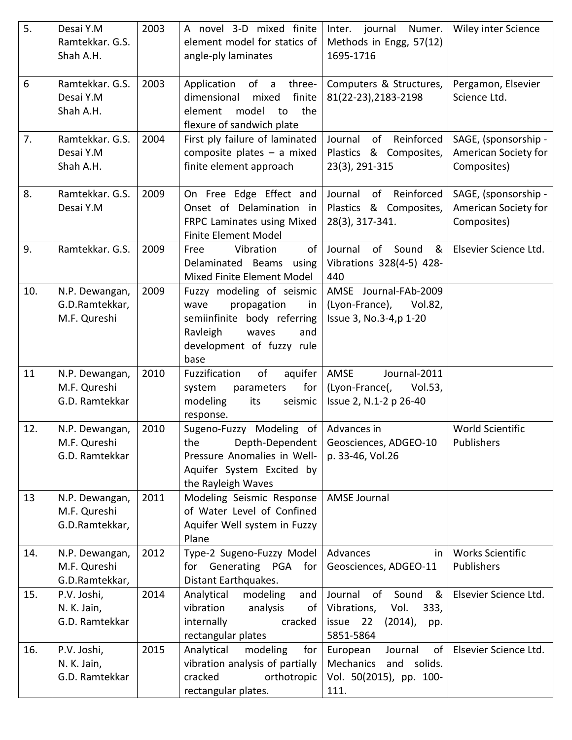| 5. | Desai Y.M<br>Ramtekkar. G.S.<br>Shah A.H. | 2003 | A novel 3-D mixed finite element model for statics of angle-ply laminates | Inter. journal Numer. Methods in Engg, 57(12) 1695-1716 | Wiley inter Science |
|---|---|---|---|---|---|
| 6 | Ramtekkar. G.S.<br>Desai Y.M<br>Shah A.H. | 2003 | Application of a three-dimensional mixed finite element model to the flexure of sandwich plate | Computers & Structures, 81(22-23),2183-2198 | Pergamon, Elsevier Science Ltd. |
| 7. | Ramtekkar. G.S.<br>Desai Y.M<br>Shah A.H. | 2004 | First ply failure of laminated composite plates – a mixed finite element approach | Journal of Reinforced Plastics & Composites, 23(3), 291-315 | SAGE, (sponsorship - American Society for Composites) |
| 8. | Ramtekkar. G.S.<br>Desai Y.M | 2009 | On Free Edge Effect and Onset of Delamination in FRPC Laminates using Mixed Finite Element Model | Journal of Reinforced Plastics & Composites, 28(3), 317-341. | SAGE, (sponsorship - American Society for Composites) |
| 9. | Ramtekkar. G.S. | 2009 | Free Vibration of Delaminated Beams using Mixed Finite Element Model | Journal of Sound & Vibrations 328(4-5) 428-440 | Elsevier Science Ltd. |
| 10. | N.P. Dewangan,<br>G.D.Ramtekkar,<br>M.F. Qureshi | 2009 | Fuzzy modeling of seismic wave propagation in semiinfinite body referring Ravleigh waves and development of fuzzy rule base | AMSE Journal-FAb-2009 (Lyon-France), Vol.82, Issue 3, No.3-4,p 1-20 | |
| 11 | N.P. Dewangan,<br>M.F. Qureshi<br>G.D. Ramtekkar | 2010 | Fuzzification of aquifer system parameters for modeling its seismic response. | AMSE Journal-2011 (Lyon-France(, Vol.53, Issue 2, N.1-2 p 26-40 | |
| 12. | N.P. Dewangan,<br>M.F. Qureshi<br>G.D. Ramtekkar | 2010 | Sugeno-Fuzzy Modeling of the Depth-Dependent Pressure Anomalies in Well-Aquifer System Excited by the Rayleigh Waves | Advances in Geosciences, ADGEO-10 p. 33-46, Vol.26 | World Scientific Publishers |
| 13 | N.P. Dewangan,<br>M.F. Qureshi<br>G.D.Ramtekkar, | 2011 | Modeling Seismic Response of Water Level of Confined Aquifer Well system in Fuzzy Plane | AMSE Journal | |
| 14. | N.P. Dewangan,<br>M.F. Qureshi<br>G.D.Ramtekkar, | 2012 | Type-2 Sugeno-Fuzzy Model for Generating PGA for Distant Earthquakes. | Advances in Geosciences, ADGEO-11 | Works Scientific Publishers |
| 15. | P.V. Joshi,<br>N. K. Jain,<br>G.D. Ramtekkar | 2014 | Analytical modeling and vibration analysis of internally cracked rectangular plates | Journal of Sound & Vibrations, Vol. 333, issue 22 (2014), pp. 5851-5864 | Elsevier Science Ltd. |
| 16. | P.V. Joshi,<br>N. K. Jain,<br>G.D. Ramtekkar | 2015 | Analytical modeling for vibration analysis of partially cracked orthotropic rectangular plates. | European Journal of Mechanics and solids. Vol. 50(2015), pp. 100-111. | Elsevier Science Ltd. |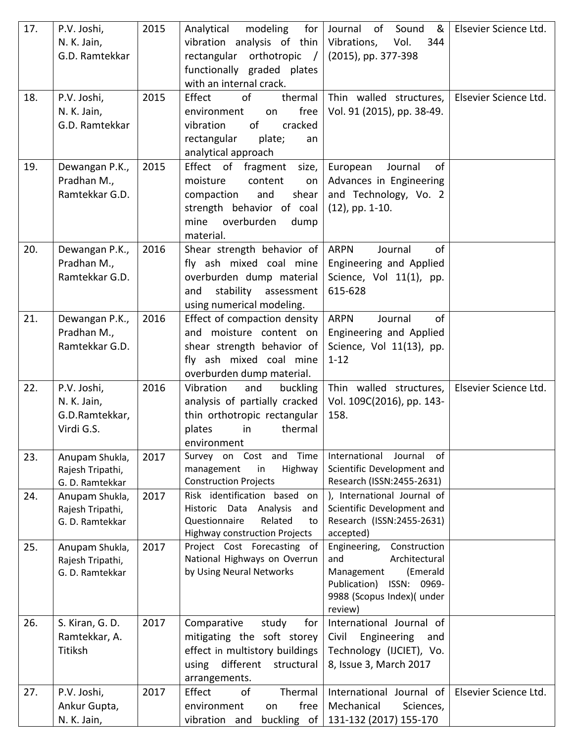| 17. | P.V. Joshi, N. K. Jain, G.D. Ramtekkar | 2015 | Analytical modeling for vibration analysis of thin rectangular orthotropic / functionally graded plates with an internal crack. | Journal of Sound & Vibrations, Vol. 344 (2015), pp. 377-398 | Elsevier Science Ltd. |
|---|---|---|---|---|---|
| 18. | P.V. Joshi, N. K. Jain, G.D. Ramtekkar | 2015 | Effect of thermal environment on free vibration of cracked rectangular plate; an analytical approach | Thin walled structures, Vol. 91 (2015), pp. 38-49. | Elsevier Science Ltd. |
| 19. | Dewangan P.K., Pradhan M., Ramtekkar G.D. | 2015 | Effect of fragment size, moisture content on compaction and shear strength behavior of coal mine overburden dump material. | European Journal of Advances in Engineering and Technology, Vo. 2 (12), pp. 1-10. | |
| 20. | Dewangan P.K., Pradhan M., Ramtekkar G.D. | 2016 | Shear strength behavior of fly ash mixed coal mine overburden dump material and stability assessment using numerical modeling. | ARPN Journal of Engineering and Applied Science, Vol 11(1), pp. 615-628 | |
| 21. | Dewangan P.K., Pradhan M., Ramtekkar G.D. | 2016 | Effect of compaction density and moisture content on shear strength behavior of fly ash mixed coal mine overburden dump material. | ARPN Journal of Engineering and Applied Science, Vol 11(13), pp. 1-12 | |
| 22. | P.V. Joshi, N. K. Jain, G.D.Ramtekkar, Virdi G.S. | 2016 | Vibration and buckling analysis of partially cracked thin orthotropic rectangular plates in thermal environment | Thin walled structures, Vol. 109C(2016), pp. 143-158. | Elsevier Science Ltd. |
| 23. | Anupam Shukla, Rajesh Tripathi, G. D. Ramtekkar | 2017 | Survey on Cost and Time management in Highway Construction Projects | International Journal of Scientific Development and Research (ISSN:2455-2631) | |
| 24. | Anupam Shukla, Rajesh Tripathi, G. D. Ramtekkar | 2017 | Risk identification based on Historic Data Analysis and Questionnaire Related to Highway construction Projects | ), International Journal of Scientific Development and Research (ISSN:2455-2631) accepted) | |
| 25. | Anupam Shukla, Rajesh Tripathi, G. D. Ramtekkar | 2017 | Project Cost Forecasting of National Highways on Overrun by Using Neural Networks | Engineering, Construction and Architectural Management (Emerald Publication) ISSN: 0969-9988 (Scopus Index)( under review) | |
| 26. | S. Kiran, G. D. Ramtekkar, A. Titiksh | 2017 | Comparative study for mitigating the soft storey effect in multistory buildings using different structural arrangements. | International Journal of Civil Engineering and Technology (IJCIET), Vo. 8, Issue 3, March 2017 | |
| 27. | P.V. Joshi, Ankur Gupta, N. K. Jain, | 2017 | Effect of Thermal environment on free vibration and buckling of | International Journal of Mechanical Sciences, 131-132 (2017) 155-170 | Elsevier Science Ltd. |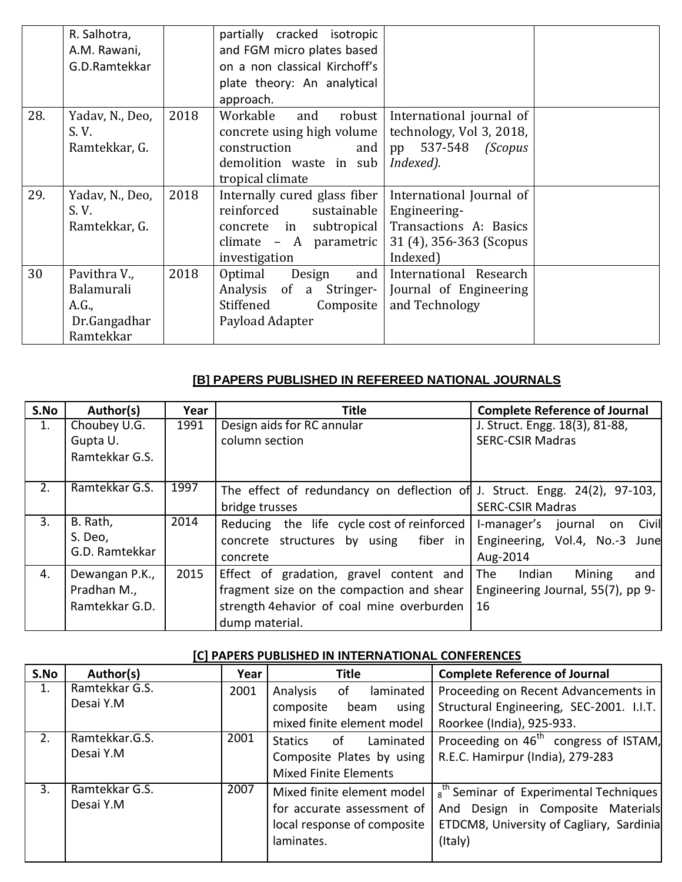| | R. Salhotra, A.M. Rawani, G.D.Ramtekkar | | partially cracked isotropic and FGM micro plates based on a non classical Kirchoff's plate theory: An analytical approach. | | |
|---|---|---|---|---|---|
| 28. | Yadav, N., Deo, S. V. Ramtekkar, G. | 2018 | Workable and robust concrete using high volume construction and demolition waste in sub tropical climate | International journal of technology, Vol 3, 2018, pp 537-548 *(Scopus Indexed).* | |
| 29. | Yadav, N., Deo, S. V. Ramtekkar, G. | 2018 | Internally cured glass fiber reinforced sustainable concrete in subtropical climate – A parametric investigation | International Journal of Engineering-Transactions A: Basics 31 (4), 356-363 (Scopus Indexed) | |
| 30 | Pavithra V., Balamurali A.G., Dr.Gangadhar Ramtekkar | 2018 | Optimal Design and Analysis of a Stringer-Stiffened Composite Payload Adapter | International Research Journal of Engineering and Technology | |

## [B] PAPERS PUBLISHED IN REFEREED NATIONAL JOURNALS

| S.No | Author(s) | Year | Title | Complete Reference of Journal |
|---|---|---|---|---|
| 1. | Choubey U.G. Gupta U. Ramtekkar G.S. | 1991 | Design aids for RC annular column section | J. Struct. Engg. 18(3), 81-88, SERC-CSIR Madras |
| 2. | Ramtekkar G.S. | 1997 | The effect of redundancy on deflection of bridge trusses | J. Struct. Engg. 24(2), 97-103, SERC-CSIR Madras |
| 3. | B. Rath, S. Deo, G.D. Ramtekkar | 2014 | Reducing the life cycle cost of reinforced concrete structures by using fiber in concrete | I-manager's journal on Civil Engineering, Vol.4, No.-3 June Aug-2014 |
| 4. | Dewangan P.K., Pradhan M., Ramtekkar G.D. | 2015 | Effect of gradation, gravel content and fragment size on the compaction and shear strength 4ehavior of coal mine overburden dump material. | The Indian Mining and Engineering Journal, 55(7), pp 9-16 |

## [C] PAPERS PUBLISHED IN INTERNATIONAL CONFERENCES

| S.No | Author(s) | Year | Title | Complete Reference of Journal |
|---|---|---|---|---|
| 1. | Ramtekkar G.S. Desai Y.M | 2001 | Analysis of laminated composite beam using mixed finite element model | Proceeding on Recent Advancements in Structural Engineering, SEC-2001. I.I.T. Roorkee (India), 925-933. |
| 2. | Ramtekkar.G.S. Desai Y.M | 2001 | Statics of Laminated Composite Plates by using Mixed Finite Elements | Proceeding on 46th congress of ISTAM, R.E.C. Hamirpur (India), 279-283 |
| 3. | Ramtekkar G.S. Desai Y.M | 2007 | Mixed finite element model for accurate assessment of local response of composite laminates. | 8th Seminar of Experimental Techniques And Design in Composite Materials ETDCM8, University of Cagliary, Sardinia (Italy) |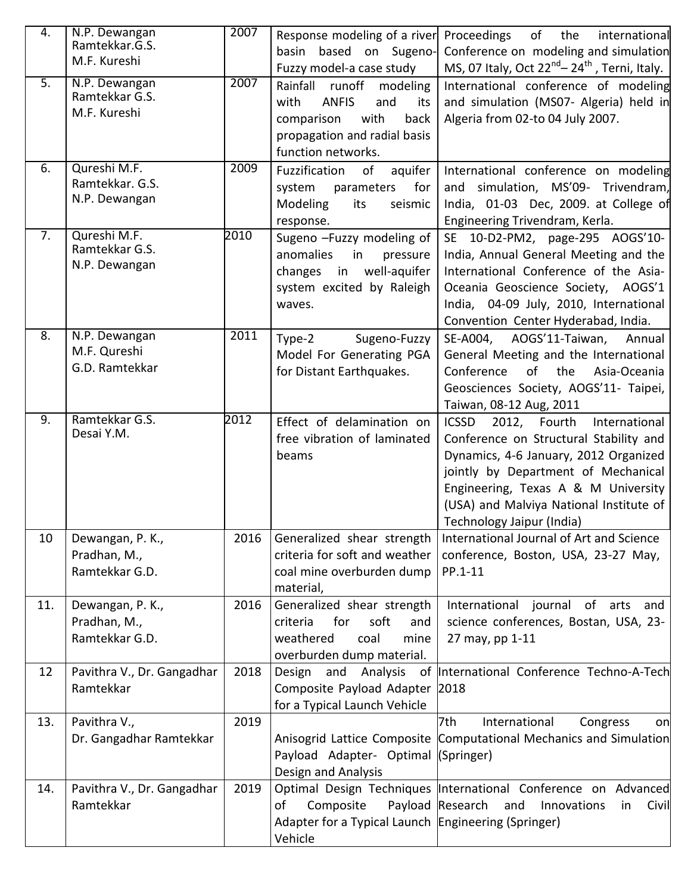| 4. | N.P. Dewangan<br>Ramtekkar.G.S.<br>M.F. Kureshi | 2007 | Response modeling of a river basin based on Sugeno-Fuzzy model-a case study | Proceedings of the international Conference on modeling and simulation MS, 07 Italy, Oct 22[nd]– 24[th] , Terni, Italy. |
|---|---|---|---|---|
| 5. | N.P. Dewangan<br>Ramtekkar G.S.<br>M.F. Kureshi | 2007 | Rainfall runoff modeling with ANFIS and its comparison with back propagation and radial basis function networks. | International conference of modeling and simulation (MS07- Algeria) held in Algeria from 02-to 04 July 2007. |
| 6. | Qureshi M.F.<br>Ramtekkar. G.S.<br>N.P. Dewangan | 2009 | Fuzzification of aquifer system parameters for Modeling its seismic response. | International conference on modeling and simulation, MS'09- Trivendram, India, 01-03 Dec, 2009. at College of Engineering Trivendram, Kerla. |
| 7. | Qureshi M.F.<br>Ramtekkar G.S.<br>N.P. Dewangan | 2010 | Sugeno –Fuzzy modeling of anomalies in pressure changes in well-aquifer system excited by Raleigh waves. | SE 10-D2-PM2, page-295 AOGS'10-India, Annual General Meeting and the International Conference of the Asia-Oceania Geoscience Society, AOGS'1 India, 04-09 July, 2010, International Convention Center Hyderabad, India. |
| 8. | N.P. Dewangan<br>M.F. Qureshi<br>G.D. Ramtekkar | 2011 | Type-2 Sugeno-Fuzzy Model For Generating PGA for Distant Earthquakes. | SE-A004, AOGS'11-Taiwan, Annual General Meeting and the International Conference of the Asia-Oceania Geosciences Society, AOGS'11- Taipei, Taiwan, 08-12 Aug, 2011 |
| 9. | Ramtekkar G.S.<br>Desai Y.M. | 2012 | Effect of delamination on free vibration of laminated beams | ICSSD 2012, Fourth International Conference on Structural Stability and Dynamics, 4-6 January, 2012 Organized jointly by Department of Mechanical Engineering, Texas A & M University (USA) and Malviya National Institute of Technology Jaipur (India) |
| 10 | Dewangan, P. K.,<br>Pradhan, M.,<br>Ramtekkar G.D. | 2016 | Generalized shear strength criteria for soft and weather coal mine overburden dump material, | International Journal of Art and Science conference, Boston, USA, 23-27 May, PP.1-11 |
| 11. | Dewangan, P. K.,<br>Pradhan, M.,<br>Ramtekkar G.D. | 2016 | Generalized shear strength criteria for soft and weathered coal mine overburden dump material. | International journal of arts and science conferences, Bostan, USA, 23-27 may, pp 1-11 |
| 12 | Pavithra V., Dr. Gangadhar Ramtekkar | 2018 | Design and Analysis of Composite Payload Adapter for a Typical Launch Vehicle | International Conference Techno-A-Tech 2018 |
| 13. | Pavithra V.,<br>Dr. Gangadhar Ramtekkar | 2019 | Anisogrid Lattice Composite Payload Adapter- Optimal Design and Analysis | 7th International Congress on Computational Mechanics and Simulation (Springer) |
| 14. | Pavithra V., Dr. Gangadhar Ramtekkar | 2019 | Optimal Design Techniques of Composite Payload Adapter for a Typical Launch Vehicle | International Conference on Advanced Research and Innovations in Civil Engineering (Springer) |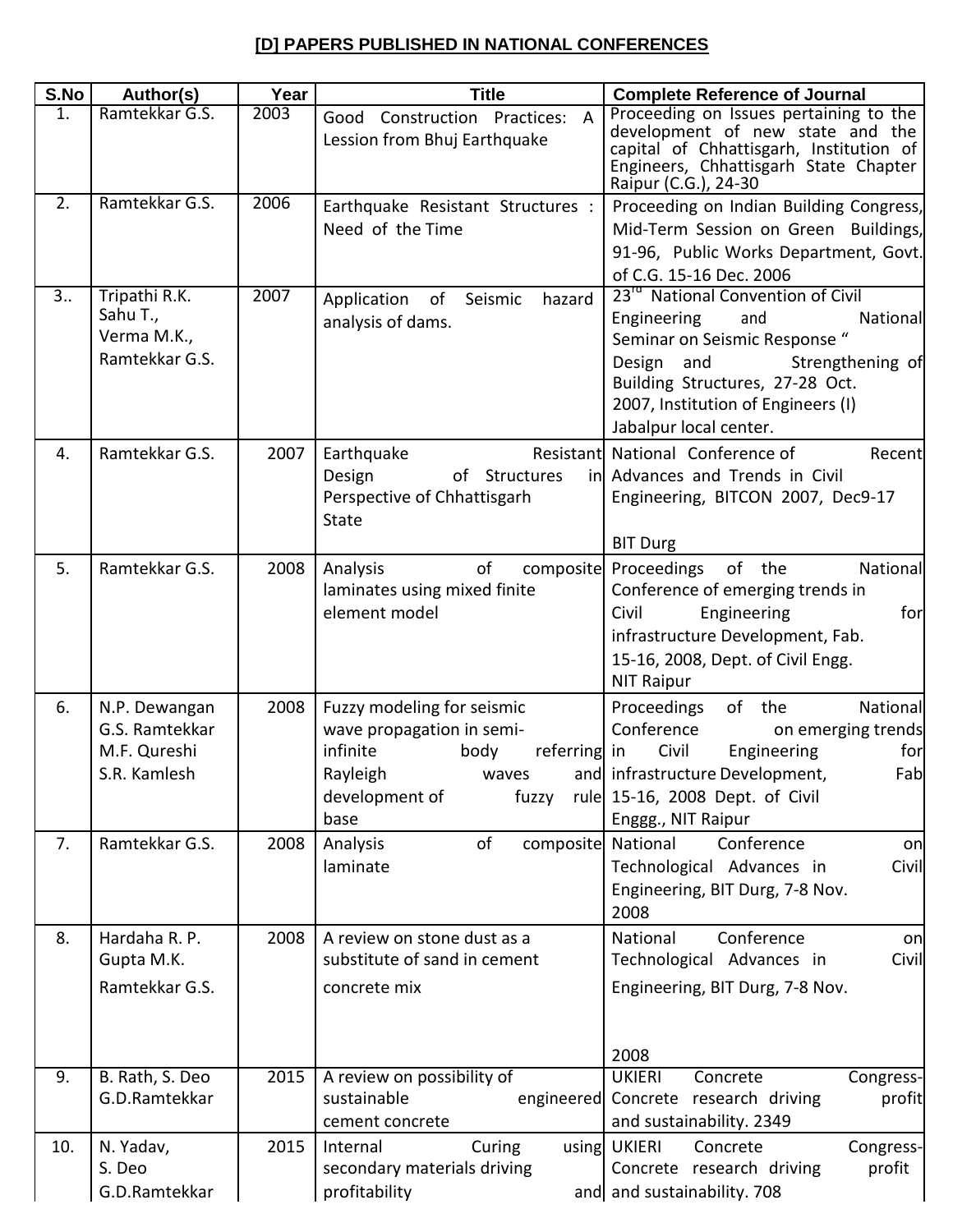## [D] PAPERS PUBLISHED IN NATIONAL CONFERENCES

| S.No | Author(s) | Year | Title | Complete Reference of Journal |
|---|---|---|---|---|
| 1. | Ramtekkar G.S. | 2003 | Good Construction Practices: A Lession from Bhuj Earthquake | Proceeding on Issues pertaining to the development of new state and the capital of Chhattisgarh, Institution of Engineers, Chhattisgarh State Chapter Raipur (C.G.), 24-30 |
| 2. | Ramtekkar G.S. | 2006 | Earthquake Resistant Structures : Need of the Time | Proceeding on Indian Building Congress, Mid-Term Session on Green Buildings, 91-96, Public Works Department, Govt. of C.G. 15-16 Dec. 2006 |
| 3.. | Tripathi R.K. Sahu T., Verma M.K., Ramtekkar G.S. | 2007 | Application of Seismic hazard analysis of dams. | 23rd National Convention of Civil Engineering and National Seminar on Seismic Response " Design and Strengthening of Building Structures, 27-28 Oct. 2007, Institution of Engineers (I) Jabalpur local center. |
| 4. | Ramtekkar G.S. | 2007 | Earthquake Resistant Design of Structures in Perspective of Chhattisgarh State | National Conference of Recent Advances and Trends in Civil Engineering, BITCON 2007, Dec9-17 BIT Durg |
| 5. | Ramtekkar G.S. | 2008 | Analysis of composite laminates using mixed finite element model | Proceedings of the National Conference of emerging trends in Civil Engineering for infrastructure Development, Fab. 15-16, 2008, Dept. of Civil Engg. NIT Raipur |
| 6. | N.P. Dewangan G.S. Ramtekkar M.F. Qureshi S.R. Kamlesh | 2008 | Fuzzy modeling for seismic wave propagation in semi-infinite body referring Rayleigh waves and development of fuzzy rule base | Proceedings of the National Conference on emerging trends in Civil Engineering for infrastructure Development, Fab 15-16, 2008 Dept. of Civil Enggg., NIT Raipur |
| 7. | Ramtekkar G.S. | 2008 | Analysis of composite laminate | National Conference on Technological Advances in Civil Engineering, BIT Durg, 7-8 Nov. 2008 |
| 8. | Hardaha R. P. Gupta M.K. Ramtekkar G.S. | 2008 | A review on stone dust as a substitute of sand in cement concrete mix | National Conference on Technological Advances in Civil Engineering, BIT Durg, 7-8 Nov. 2008 |
| 9. | B. Rath, S. Deo G.D.Ramtekkar | 2015 | A review on possibility of sustainable engineered cement concrete | UKIERI Concrete Congress-Concrete research driving profit and sustainability. 2349 |
| 10. | N. Yadav, S. Deo G.D.Ramtekkar | 2015 | Internal Curing using secondary materials driving profitability and | UKIERI Concrete Congress-Concrete research driving profit and sustainability. 708 |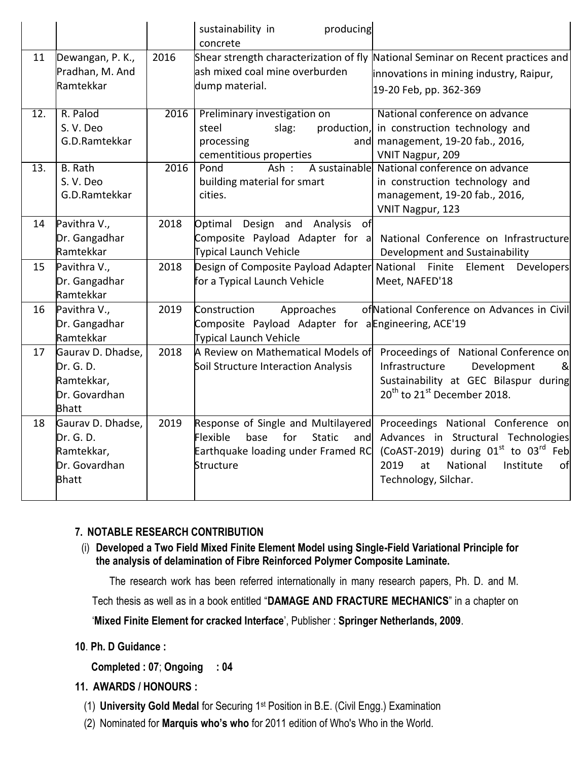| | | | sustainability in producing concrete | |
|---|---|---|---|---|
| 11 | Dewangan, P. K., Pradhan, M. And Ramtekkar | 2016 | Shear strength characterization of fly ash mixed coal mine overburden dump material. | National Seminar on Recent practices and innovations in mining industry, Raipur, 19-20 Feb, pp. 362-369 |
| 12. | R. Palod S. V. Deo G.D.Ramtekkar | 2016 | Preliminary investigation on steel slag: production, processing and cementitious properties | National conference on advance in construction technology and management, 19-20 fab., 2016, VNIT Nagpur, 209 |
| 13. | B. Rath S. V. Deo G.D.Ramtekkar | 2016 | Pond Ash : A sustainable building material for smart cities. | National conference on advance in construction technology and management, 19-20 fab., 2016, VNIT Nagpur, 123 |
| 14 | Pavithra V., Dr. Gangadhar Ramtekkar | 2018 | Optimal Design and Analysis of Composite Payload Adapter for a Typical Launch Vehicle | National Conference on Infrastructure Development and Sustainability |
| 15 | Pavithra V., Dr. Gangadhar Ramtekkar | 2018 | Design of Composite Payload Adapter for a Typical Launch Vehicle | National Finite Element Developers Meet, NAFED'18 |
| 16 | Pavithra V., Dr. Gangadhar Ramtekkar | 2019 | Construction Approaches of Composite Payload Adapter for a Typical Launch Vehicle | National Conference on Advances in Civil Engineering, ACE'19 |
| 17 | Gaurav D. Dhadse, Dr. G. D. Ramtekkar, Dr. Govardhan Bhatt | 2018 | A Review on Mathematical Models of Soil Structure Interaction Analysis | Proceedings of National Conference on Infrastructure Development & Sustainability at GEC Bilaspur during 20th to 21st December 2018. |
| 18 | Gaurav D. Dhadse, Dr. G. D. Ramtekkar, Dr. Govardhan Bhatt | 2019 | Response of Single and Multilayered Flexible base for Static and Earthquake loading under Framed RC Structure | Proceedings National Conference on Advances in Structural Technologies (CoAST-2019) during 01st to 03rd Feb 2019 at National Institute of Technology, Silchar. |

**7. NOTABLE RESEARCH CONTRIBUTION**

(i) **Developed a Two Field Mixed Finite Element Model using Single-Field Variational Principle for the analysis of delamination of Fibre Reinforced Polymer Composite Laminate.**

The research work has been referred internationally in many research papers, Ph. D. and M. Tech thesis as well as in a book entitled "**DAMAGE AND FRACTURE MECHANICS**" in a chapter on '**Mixed Finite Element for cracked Interface**', Publisher : **Springer Netherlands, 2009**.

**10**. **Ph. D Guidance :**

**Completed : 07**; **Ongoing : 04**

**11. AWARDS / HONOURS :**

(1) **University Gold Medal** for Securing 1st Position in B.E. (Civil Engg.) Examination

(2) Nominated for **Marquis who's who** for 2011 edition of Who's Who in the World.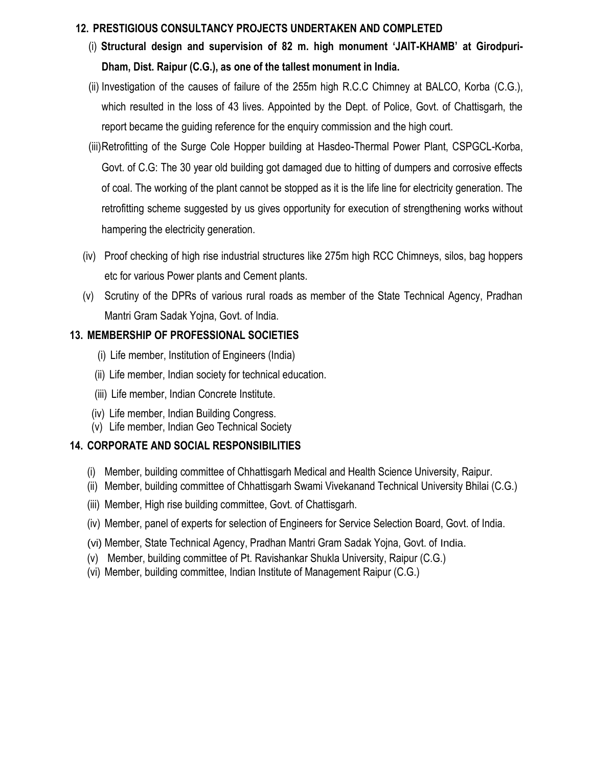## 12. PRESTIGIOUS CONSULTANCY PROJECTS UNDERTAKEN AND COMPLETED

(i) **Structural design and supervision of 82 m. high monument 'JAIT-KHAMB' at Girodpuri-Dham, Dist. Raipur (C.G.), as one of the tallest monument in India.**

(ii) Investigation of the causes of failure of the 255m high R.C.C Chimney at BALCO, Korba (C.G.), which resulted in the loss of 43 lives. Appointed by the Dept. of Police, Govt. of Chattisgarh, the report became the guiding reference for the enquiry commission and the high court.

(iii) Retrofitting of the Surge Cole Hopper building at Hasdeo-Thermal Power Plant, CSPGCL-Korba, Govt. of C.G: The 30 year old building got damaged due to hitting of dumpers and corrosive effects of coal. The working of the plant cannot be stopped as it is the life line for electricity generation. The retrofitting scheme suggested by us gives opportunity for execution of strengthening works without hampering the electricity generation.

(iv) Proof checking of high rise industrial structures like 275m high RCC Chimneys, silos, bag hoppers etc for various Power plants and Cement plants.

(v) Scrutiny of the DPRs of various rural roads as member of the State Technical Agency, Pradhan Mantri Gram Sadak Yojna, Govt. of India.

## 13. MEMBERSHIP OF PROFESSIONAL SOCIETIES

(i) Life member, Institution of Engineers (India)

(ii) Life member, Indian society for technical education.

(iii) Life member, Indian Concrete Institute.

(iv) Life member, Indian Building Congress.

(v) Life member, Indian Geo Technical Society

## 14. CORPORATE AND SOCIAL RESPONSIBILITIES

(i) Member, building committee of Chhattisgarh Medical and Health Science University, Raipur.

(ii) Member, building committee of Chhattisgarh Swami Vivekanand Technical University Bhilai (C.G.)

(iii) Member, High rise building committee, Govt. of Chattisgarh.

(iv) Member, panel of experts for selection of Engineers for Service Selection Board, Govt. of India.

(vi) Member, State Technical Agency, Pradhan Mantri Gram Sadak Yojna, Govt. of India.

(v) Member, building committee of Pt. Ravishankar Shukla University, Raipur (C.G.)

(vi) Member, building committee, Indian Institute of Management Raipur (C.G.)